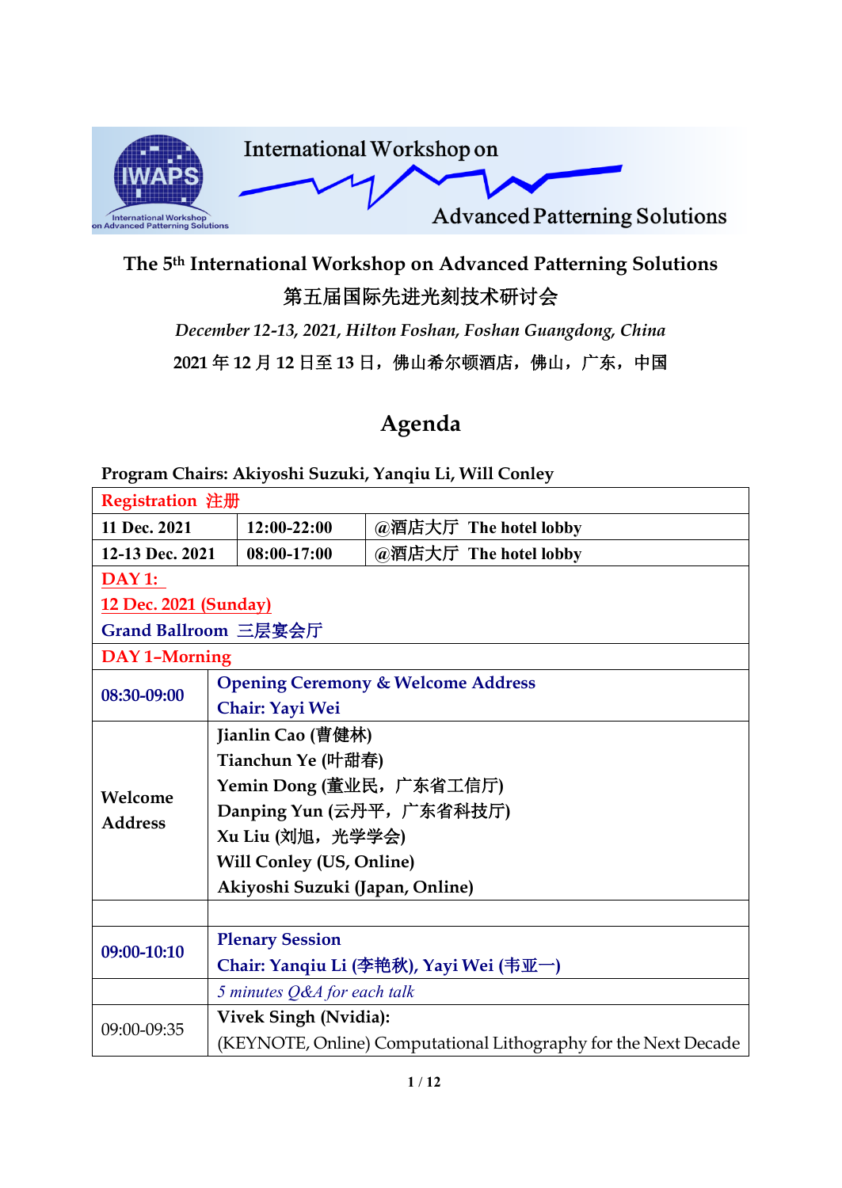International Workshop on Advanced Patterning Solutions

# The 5th International Workshop on Advanced Patterning Solutions

## 第五届国际先进光刻技术研讨会

*December 12-13, 2021, Hilton Foshan, Foshan Guangdong, China*

**2021 年 12 月 12 日至 13 日，佛山希尔顿酒店，佛山，广东，中国**

## Agenda

**Program Chairs: Akiyoshi Suzuki, Yanqiu Li, Will Conley**

| Registration 注册 | | |
|---|---|---|
| 11 Dec. 2021 | 12:00-22:00 | @酒店大厅 The hotel lobby |
| 12-13 Dec. 2021 | 08:00-17:00 | @酒店大厅 The hotel lobby |

| DAY 1: 12 Dec. 2021 (Sunday) Grand Ballroom 三层宴会厅 | |
|---|---|
| **DAY 1–Morning** | |
| 08:30-09:00 | Opening Ceremony & Welcome Address<br>Chair: Yayi Wei |
| Welcome Address | Jianlin Cao (曹健林)<br>Tianchun Ye (叶甜春)<br>Yemin Dong (董业民，广东省工信厅)<br>Danping Yun (云丹平，广东省科技厅)<br>Xu Liu (刘旭，光学学会)<br>Will Conley (US, Online)<br>Akiyoshi Suzuki (Japan, Online) |
| | |
| 09:00-10:10 | Plenary Session<br>Chair: Yanqiu Li (李艳秋), Yayi Wei (韦亚一) |
| | *5 minutes Q&A for each talk* |
| 09:00-09:35 | **Vivek Singh (Nvidia):**<br>(KEYNOTE, Online) Computational Lithography for the Next Decade |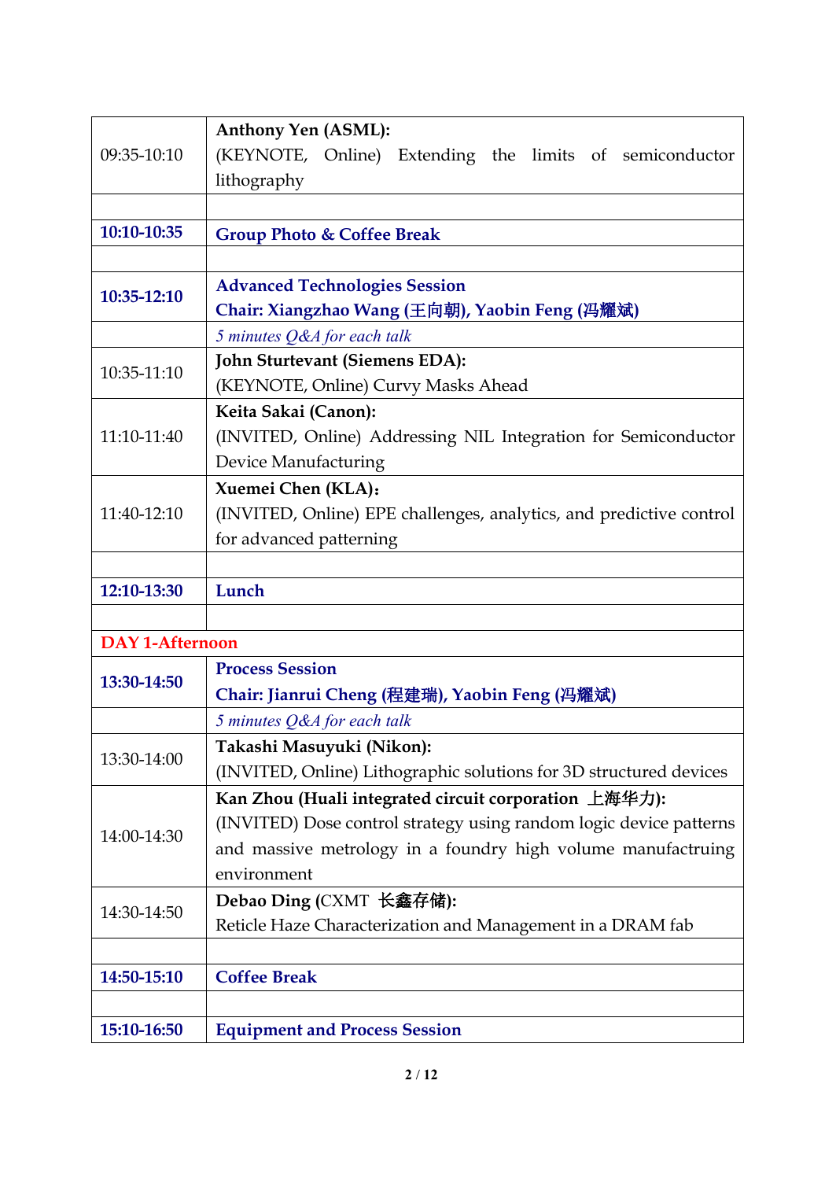| | |
|---|---|
| 09:35-10:10 | **Anthony Yen (ASML):**<br>(KEYNOTE, Online) Extending the limits of semiconductor lithography |
| | |
| **10:10-10:35** | **Group Photo & Coffee Break** |
| | |
| **10:35-12:10** | **Advanced Technologies Session**<br>**Chair: Xiangzhao Wang (王向朝), Yaobin Feng (冯耀斌)** |
| | *5 minutes Q&A for each talk* |
| 10:35-11:10 | **John Sturtevant (Siemens EDA):**<br>(KEYNOTE, Online) Curvy Masks Ahead |
| 11:10-11:40 | **Keita Sakai (Canon):**<br>(INVITED, Online) Addressing NIL Integration for Semiconductor Device Manufacturing |
| 11:40-12:10 | **Xuemei Chen (KLA)：**<br>(INVITED, Online) EPE challenges, analytics, and predictive control for advanced patterning |
| | |
| **12:10-13:30** | **Lunch** |
| | |
| **DAY 1-Afternoon** | |
| **13:30-14:50** | **Process Session**<br>**Chair: Jianrui Cheng (程建瑞), Yaobin Feng (冯耀斌)** |
| | *5 minutes Q&A for each talk* |
| 13:30-14:00 | **Takashi Masuyuki (Nikon):**<br>(INVITED, Online) Lithographic solutions for 3D structured devices |
| 14:00-14:30 | **Kan Zhou (Huali integrated circuit corporation 上海华力):**<br>(INVITED) Dose control strategy using random logic device patterns and massive metrology in a foundry high volume manufactruing environment |
| 14:30-14:50 | **Debao Ding (**CXMT **长鑫存储):**<br>Reticle Haze Characterization and Management in a DRAM fab |
| | |
| **14:50-15:10** | **Coffee Break** |
| | |
| **15:10-16:50** | **Equipment and Process Session** |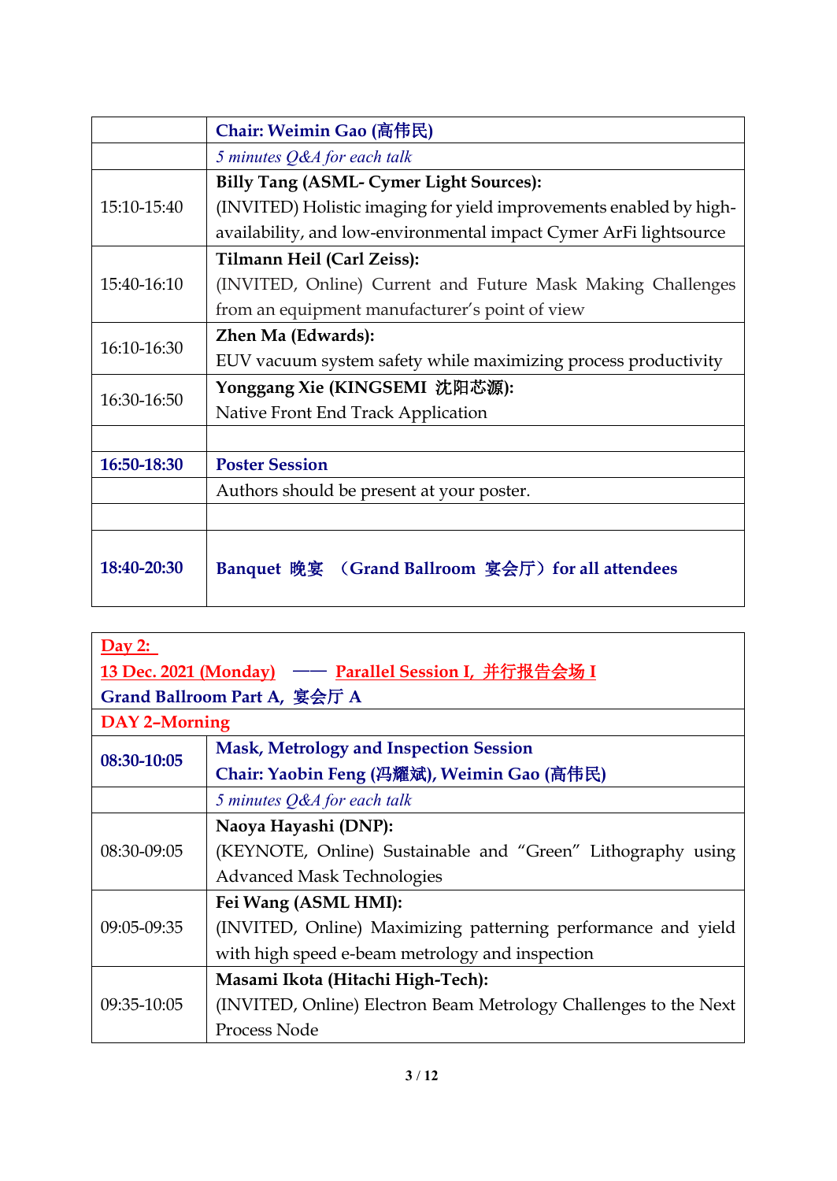| | **Chair: Weimin Gao (高伟民)** |
|---|---|
| | *5 minutes Q&A for each talk* |
| 15:10-15:40 | **Billy Tang (ASML- Cymer Light Sources):** (INVITED) Holistic imaging for yield improvements enabled by high-availability, and low-environmental impact Cymer ArFi lightsource |
| 15:40-16:10 | **Tilmann Heil (Carl Zeiss):** (INVITED, Online) Current and Future Mask Making Challenges from an equipment manufacturer's point of view |
| 16:10-16:30 | **Zhen Ma (Edwards):** EUV vacuum system safety while maximizing process productivity |
| 16:30-16:50 | **Yonggang Xie (KINGSEMI 沈阳芯源):** Native Front End Track Application |
| | |
| **16:50-18:30** | **Poster Session** |
| | Authors should be present at your poster. |
| | |
| **18:40-20:30** | **Banquet 晚宴 （Grand Ballroom 宴会厅）for all attendees** |

| **Day 2: 13 Dec. 2021 (Monday) —— Parallel Session I, 并行报告会场 I Grand Ballroom Part A, 宴会厅 A** | |
|---|---|
| **DAY 2–Morning** | |
| **08:30-10:05** | **Mask, Metrology and Inspection Session Chair: Yaobin Feng (冯耀斌), Weimin Gao (高伟民)** |
| | *5 minutes Q&A for each talk* |
| 08:30-09:05 | **Naoya Hayashi (DNP):** (KEYNOTE, Online) Sustainable and "Green" Lithography using Advanced Mask Technologies |
| 09:05-09:35 | **Fei Wang (ASML HMI):** (INVITED, Online) Maximizing patterning performance and yield with high speed e-beam metrology and inspection |
| 09:35-10:05 | **Masami Ikota (Hitachi High-Tech):** (INVITED, Online) Electron Beam Metrology Challenges to the Next Process Node |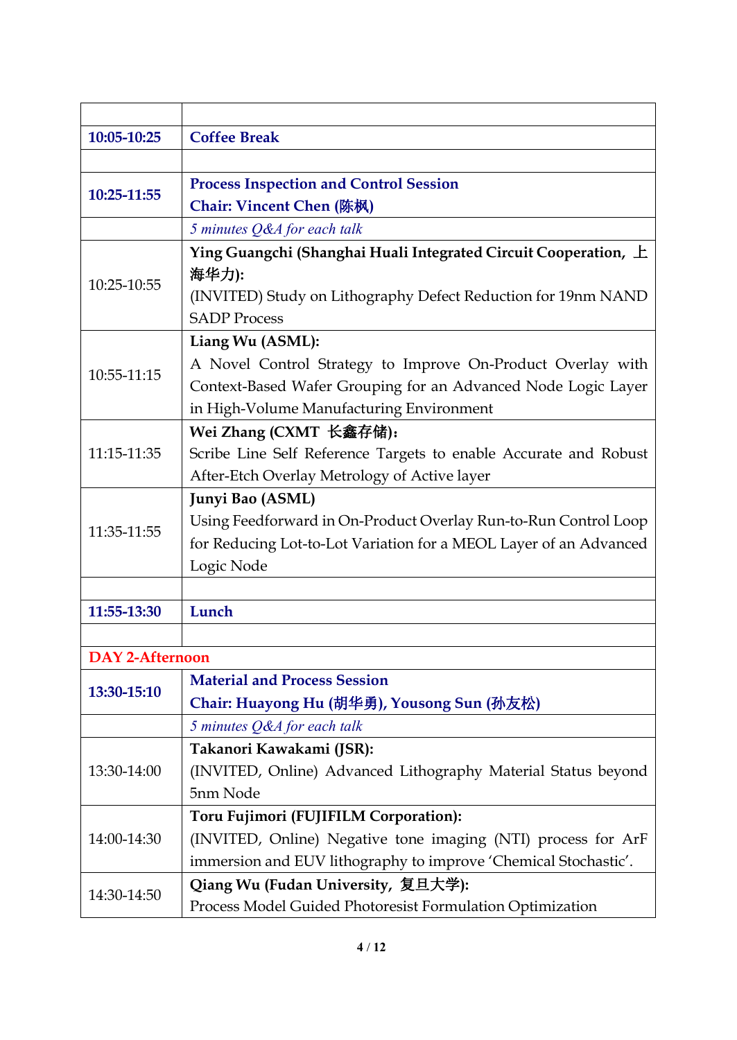| | |
|---|---|
| **10:05-10:25** | **Coffee Break** |
| | |
| **10:25-11:55** | **Process Inspection and Control Session**<br>**Chair: Vincent Chen (陈枫)** |
| | *5 minutes Q&A for each talk* |
| 10:25-10:55 | **Ying Guangchi (Shanghai Huali Integrated Circuit Cooperation, 上海华力):**<br>(INVITED) Study on Lithography Defect Reduction for 19nm NAND SADP Process |
| 10:55-11:15 | **Liang Wu (ASML):**<br>A Novel Control Strategy to Improve On-Product Overlay with Context-Based Wafer Grouping for an Advanced Node Logic Layer in High-Volume Manufacturing Environment |
| 11:15-11:35 | **Wei Zhang (CXMT 长鑫存储):**<br>Scribe Line Self Reference Targets to enable Accurate and Robust After-Etch Overlay Metrology of Active layer |
| 11:35-11:55 | **Junyi Bao (ASML)**<br>Using Feedforward in On-Product Overlay Run-to-Run Control Loop for Reducing Lot-to-Lot Variation for a MEOL Layer of an Advanced Logic Node |
| | |
| **11:55-13:30** | **Lunch** |
| | |
| **DAY 2-Afternoon** | |
| **13:30-15:10** | **Material and Process Session**<br>**Chair: Huayong Hu (胡华勇), Yousong Sun (孙友松)** |
| | *5 minutes Q&A for each talk* |
| 13:30-14:00 | **Takanori Kawakami (JSR):**<br>(INVITED, Online) Advanced Lithography Material Status beyond 5nm Node |
| 14:00-14:30 | **Toru Fujimori (FUJIFILM Corporation):**<br>(INVITED, Online) Negative tone imaging (NTI) process for ArF immersion and EUV lithography to improve 'Chemical Stochastic'. |
| 14:30-14:50 | **Qiang Wu (Fudan University, 复旦大学):**<br>Process Model Guided Photoresist Formulation Optimization |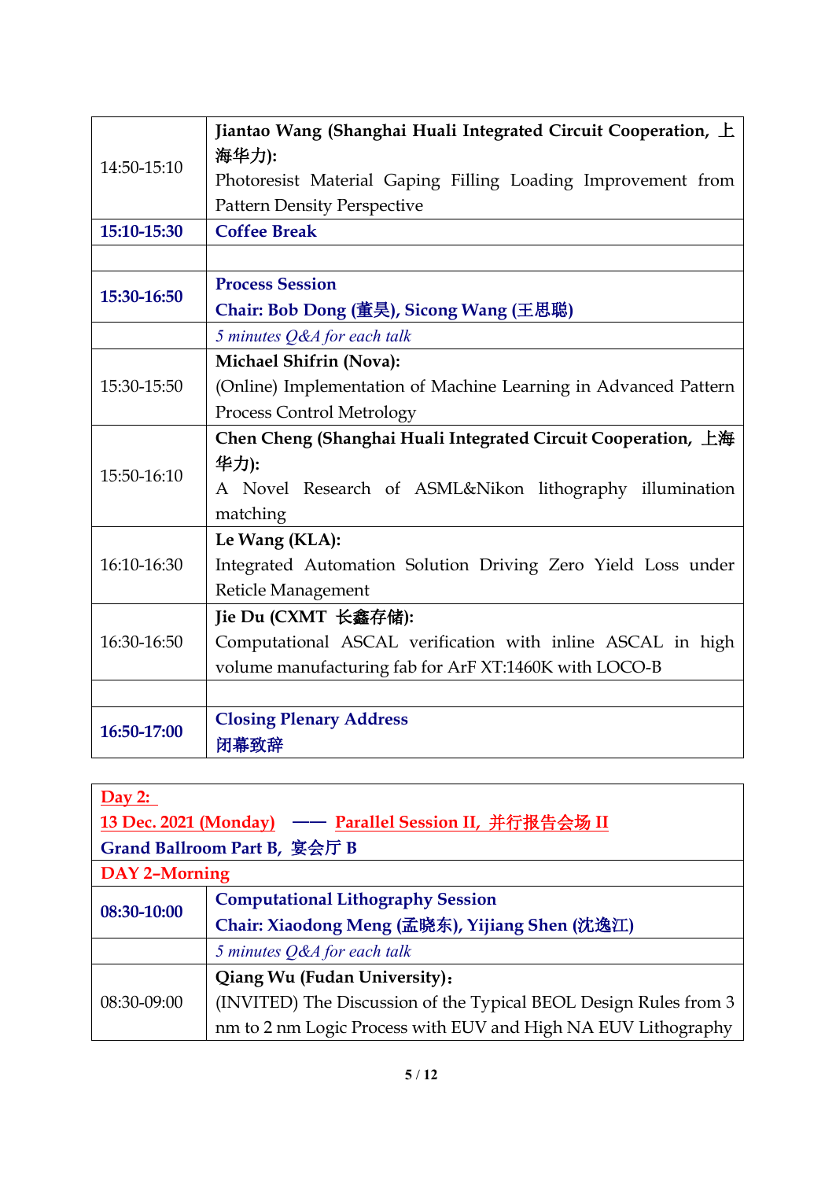| | |
|---|---|
| 14:50-15:10 | **Jiantao Wang (Shanghai Huali Integrated Circuit Cooperation, 上海华力):** Photoresist Material Gaping Filling Loading Improvement from Pattern Density Perspective |
| **15:10-15:30** | **Coffee Break** |
| | |
| **15:30-16:50** | **Process Session** **Chair: Bob Dong (董昊), Sicong Wang (王思聪)** |
| | *5 minutes Q&A for each talk* |
| 15:30-15:50 | **Michael Shifrin (Nova):** (Online) Implementation of Machine Learning in Advanced Pattern Process Control Metrology |
| 15:50-16:10 | **Chen Cheng (Shanghai Huali Integrated Circuit Cooperation, 上海华力):** A Novel Research of ASML&Nikon lithography illumination matching |
| 16:10-16:30 | **Le Wang (KLA):** Integrated Automation Solution Driving Zero Yield Loss under Reticle Management |
| 16:30-16:50 | **Jie Du (CXMT 长鑫存储):** Computational ASCAL verification with inline ASCAL in high volume manufacturing fab for ArF XT:1460K with LOCO-B |
| | |
| **16:50-17:00** | **Closing Plenary Address** **闭幕致辞** |

| | |
|---|---|
| **Day 2:** **13 Dec. 2021 (Monday) —— Parallel Session II, 并行报告会场 II** **Grand Ballroom Part B, 宴会厅 B** | |
| **DAY 2–Morning** | |
| **08:30-10:00** | **Computational Lithography Session** **Chair: Xiaodong Meng (孟晓东), Yijiang Shen (沈逸江)** |
| | *5 minutes Q&A for each talk* |
| 08:30-09:00 | **Qiang Wu (Fudan University):** (INVITED) The Discussion of the Typical BEOL Design Rules from 3 nm to 2 nm Logic Process with EUV and High NA EUV Lithography |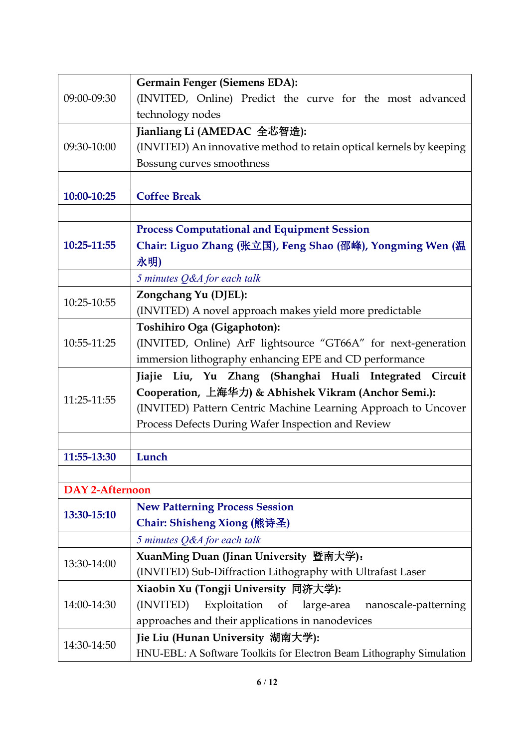| | |
|---|---|
| 09:00-09:30 | **Germain Fenger (Siemens EDA):** (INVITED, Online) Predict the curve for the most advanced technology nodes |
| 09:30-10:00 | **Jianliang Li (AMEDAC 全芯智造):** (INVITED) An innovative method to retain optical kernels by keeping Bossung curves smoothness |
| | |
| **10:00-10:25** | **Coffee Break** |
| | |
| **10:25-11:55** | **Process Computational and Equipment Session** **Chair: Liguo Zhang (张立国), Feng Shao (邵峰), Yongming Wen (温永明)** |
| | *5 minutes Q&A for each talk* |
| 10:25-10:55 | **Zongchang Yu (DJEL):** (INVITED) A novel approach makes yield more predictable |
| 10:55-11:25 | **Toshihiro Oga (Gigaphoton):** (INVITED, Online) ArF lightsource "GT66A" for next-generation immersion lithography enhancing EPE and CD performance |
| 11:25-11:55 | **Jiajie Liu, Yu Zhang (Shanghai Huali Integrated Circuit Cooperation, 上海华力) & Abhishek Vikram (Anchor Semi.):** (INVITED) Pattern Centric Machine Learning Approach to Uncover Process Defects During Wafer Inspection and Review |
| | |
| **11:55-13:30** | **Lunch** |
| | |
| **DAY 2-Afternoon** | |
| **13:30-15:10** | **New Patterning Process Session** **Chair: Shisheng Xiong (熊诗圣)** |
| | *5 minutes Q&A for each talk* |
| 13:30-14:00 | **XuanMing Duan (Jinan University 暨南大学):** (INVITED) Sub-Diffraction Lithography with Ultrafast Laser |
| 14:00-14:30 | **Xiaobin Xu (Tongji University 同济大学):** (INVITED) Exploitation of large-area nanoscale-patterning approaches and their applications in nanodevices |
| 14:30-14:50 | **Jie Liu (Hunan University 湖南大学):** HNU-EBL: A Software Toolkits for Electron Beam Lithography Simulation |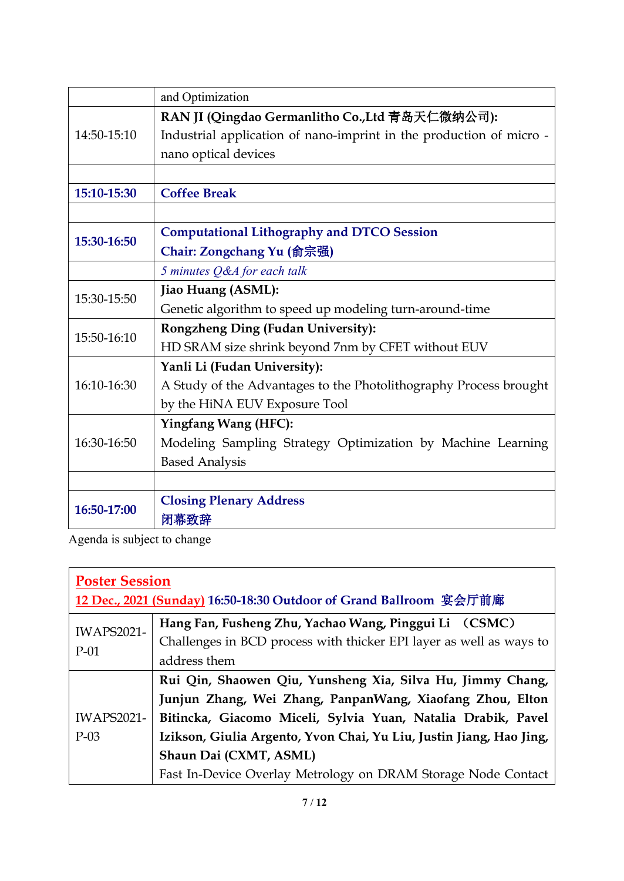|  |  |
|---|---|
|  | and Optimization |
| 14:50-15:10 | **RAN JI (Qingdao Germanlitho Co.,Ltd 青岛天仁微纳公司):** Industrial application of nano-imprint in the production of micro - nano optical devices |
|  |  |
| **15:10-15:30** | **Coffee Break** |
|  |  |
| **15:30-16:50** | **Computational Lithography and DTCO Session** **Chair: Zongchang Yu (俞宗强)** |
|  | *5 minutes Q&A for each talk* |
| 15:30-15:50 | **Jiao Huang (ASML):** Genetic algorithm to speed up modeling turn-around-time |
| 15:50-16:10 | **Rongzheng Ding (Fudan University):** HD SRAM size shrink beyond 7nm by CFET without EUV |
| 16:10-16:30 | **Yanli Li (Fudan University):** A Study of the Advantages to the Photolithography Process brought by the HiNA EUV Exposure Tool |
| 16:30-16:50 | **Yingfang Wang (HFC):** Modeling Sampling Strategy Optimization by Machine Learning Based Analysis |
|  |  |
| **16:50-17:00** | **Closing Plenary Address** **闭幕致辞** |

Agenda is subject to change

| **Poster Session** **12 Dec., 2021 (Sunday) 16:50-18:30 Outdoor of Grand Ballroom 宴会厅前廊** | |
|---|---|
| IWAPS2021-P-01 | **Hang Fan, Fusheng Zhu, Yachao Wang, Pinggui Li （CSMC）** Challenges in BCD process with thicker EPI layer as well as ways to address them |
| IWAPS2021-P-03 | **Rui Qin, Shaowen Qiu, Yunsheng Xia, Silva Hu, Jimmy Chang, Junjun Zhang, Wei Zhang, PanpanWang, Xiaofang Zhou, Elton Bitincka, Giacomo Miceli, Sylvia Yuan, Natalia Drabik, Pavel Izikson, Giulia Argento, Yvon Chai, Yu Liu, Justin Jiang, Hao Jing, Shaun Dai (CXMT, ASML)** Fast In-Device Overlay Metrology on DRAM Storage Node Contact |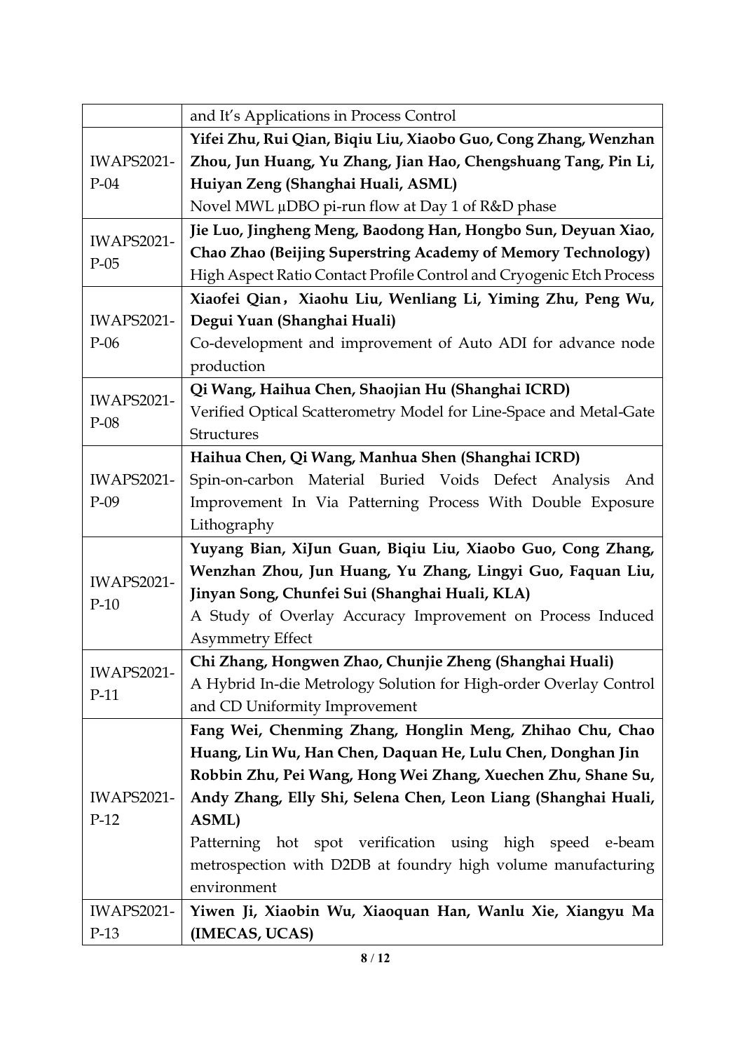| | |
|---|---|
| | and It's Applications in Process Control |
| IWAPS2021-P-04 | **Yifei Zhu, Rui Qian, Biqiu Liu, Xiaobo Guo, Cong Zhang, Wenzhan Zhou, Jun Huang, Yu Zhang, Jian Hao, Chengshuang Tang, Pin Li, Huiyan Zeng (Shanghai Huali, ASML)**<br>Novel MWL µDBO pi-run flow at Day 1 of R&D phase |
| IWAPS2021-P-05 | **Jie Luo, Jingheng Meng, Baodong Han, Hongbo Sun, Deyuan Xiao, Chao Zhao (Beijing Superstring Academy of Memory Technology)**<br>High Aspect Ratio Contact Profile Control and Cryogenic Etch Process |
| IWAPS2021-P-06 | **Xiaofei Qian，Xiaohu Liu, Wenliang Li, Yiming Zhu, Peng Wu, Degui Yuan (Shanghai Huali)**<br>Co-development and improvement of Auto ADI for advance node production |
| IWAPS2021-P-08 | **Qi Wang, Haihua Chen, Shaojian Hu (Shanghai ICRD)**<br>Verified Optical Scatterometry Model for Line-Space and Metal-Gate Structures |
| IWAPS2021-P-09 | **Haihua Chen, Qi Wang, Manhua Shen (Shanghai ICRD)**<br>Spin-on-carbon Material Buried Voids Defect Analysis And Improvement In Via Patterning Process With Double Exposure Lithography |
| IWAPS2021-P-10 | **Yuyang Bian, XiJun Guan, Biqiu Liu, Xiaobo Guo, Cong Zhang, Wenzhan Zhou, Jun Huang, Yu Zhang, Lingyi Guo, Faquan Liu, Jinyan Song, Chunfei Sui (Shanghai Huali, KLA)**<br>A Study of Overlay Accuracy Improvement on Process Induced Asymmetry Effect |
| IWAPS2021-P-11 | **Chi Zhang, Hongwen Zhao, Chunjie Zheng (Shanghai Huali)**<br>A Hybrid In-die Metrology Solution for High-order Overlay Control and CD Uniformity Improvement |
| IWAPS2021-P-12 | **Fang Wei, Chenming Zhang, Honglin Meng, Zhihao Chu, Chao Huang, Lin Wu, Han Chen, Daquan He, Lulu Chen, Donghan Jin Robbin Zhu, Pei Wang, Hong Wei Zhang, Xuechen Zhu, Shane Su, Andy Zhang, Elly Shi, Selena Chen, Leon Liang (Shanghai Huali, ASML)**<br>Patterning hot spot verification using high speed e-beam metrospection with D2DB at foundry high volume manufacturing environment |
| IWAPS2021-P-13 | **Yiwen Ji, Xiaobin Wu, Xiaoquan Han, Wanlu Xie, Xiangyu Ma (IMECAS, UCAS)** |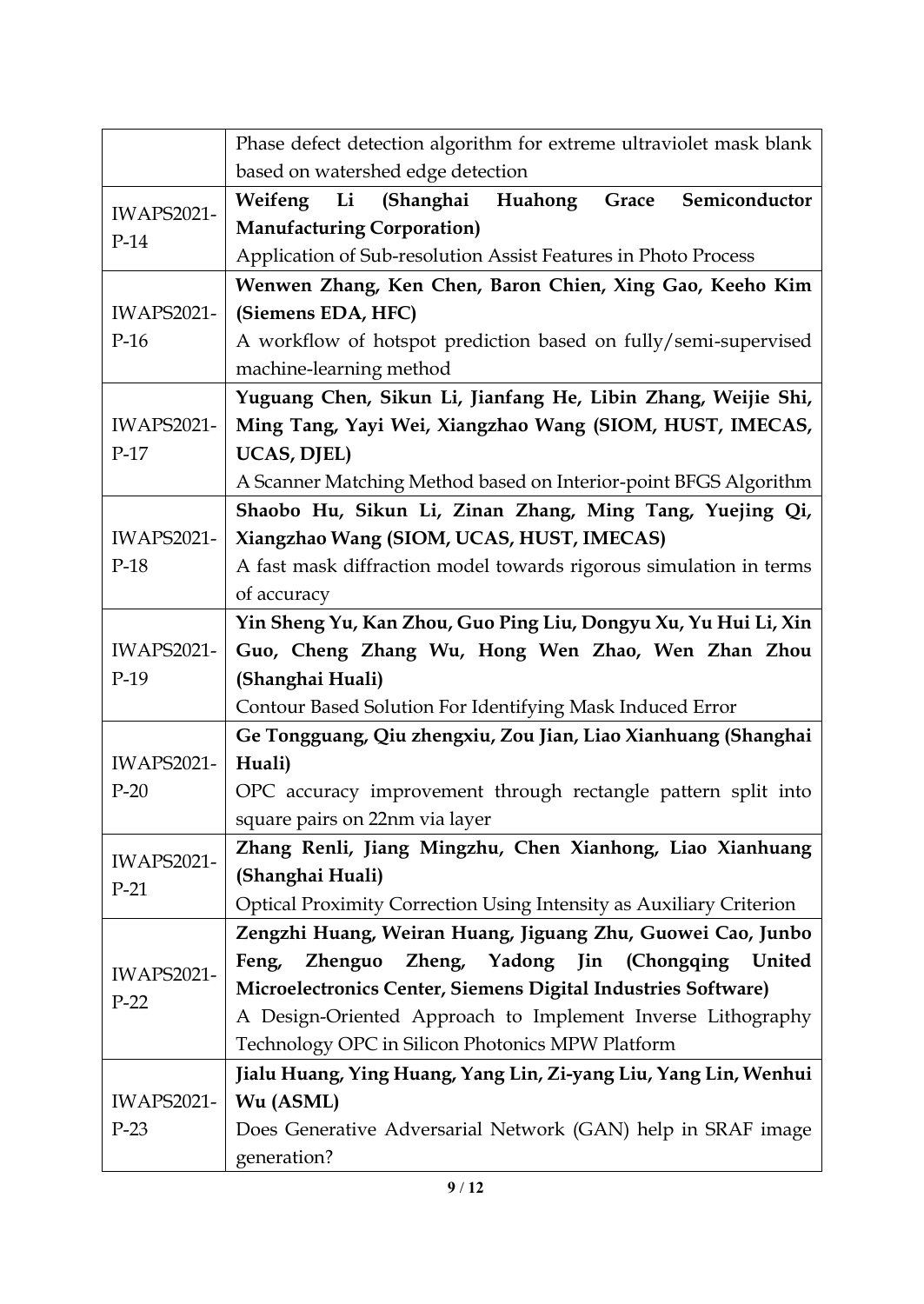| | |
|---|---|
| | Phase defect detection algorithm for extreme ultraviolet mask blank based on watershed edge detection |
| IWAPS2021-P-14 | **Weifeng Li (Shanghai Huahong Grace Semiconductor Manufacturing Corporation)**<br>Application of Sub-resolution Assist Features in Photo Process |
| IWAPS2021-P-16 | **Wenwen Zhang, Ken Chen, Baron Chien, Xing Gao, Keeho Kim (Siemens EDA, HFC)**<br>A workflow of hotspot prediction based on fully/semi-supervised machine-learning method |
| IWAPS2021-P-17 | **Yuguang Chen, Sikun Li, Jianfang He, Libin Zhang, Weijie Shi, Ming Tang, Yayi Wei, Xiangzhao Wang (SIOM, HUST, IMECAS, UCAS, DJEL)**<br>A Scanner Matching Method based on Interior-point BFGS Algorithm |
| IWAPS2021-P-18 | **Shaobo Hu, Sikun Li, Zinan Zhang, Ming Tang, Yuejing Qi, Xiangzhao Wang (SIOM, UCAS, HUST, IMECAS)**<br>A fast mask diffraction model towards rigorous simulation in terms of accuracy |
| IWAPS2021-P-19 | **Yin Sheng Yu, Kan Zhou, Guo Ping Liu, Dongyu Xu, Yu Hui Li, Xin Guo, Cheng Zhang Wu, Hong Wen Zhao, Wen Zhan Zhou (Shanghai Huali)**<br>Contour Based Solution For Identifying Mask Induced Error |
| IWAPS2021-P-20 | **Ge Tongguang, Qiu zhengxiu, Zou Jian, Liao Xianhuang (Shanghai Huali)**<br>OPC accuracy improvement through rectangle pattern split into square pairs on 22nm via layer |
| IWAPS2021-P-21 | **Zhang Renli, Jiang Mingzhu, Chen Xianhong, Liao Xianhuang (Shanghai Huali)**<br>Optical Proximity Correction Using Intensity as Auxiliary Criterion |
| IWAPS2021-P-22 | **Zengzhi Huang, Weiran Huang, Jiguang Zhu, Guowei Cao, Junbo Feng, Zhenguo Zheng, Yadong Jin (Chongqing United Microelectronics Center, Siemens Digital Industries Software)**<br>A Design-Oriented Approach to Implement Inverse Lithography Technology OPC in Silicon Photonics MPW Platform |
| IWAPS2021-P-23 | **Jialu Huang, Ying Huang, Yang Lin, Zi-yang Liu, Yang Lin, Wenhui Wu (ASML)**<br>Does Generative Adversarial Network (GAN) help in SRAF image generation? |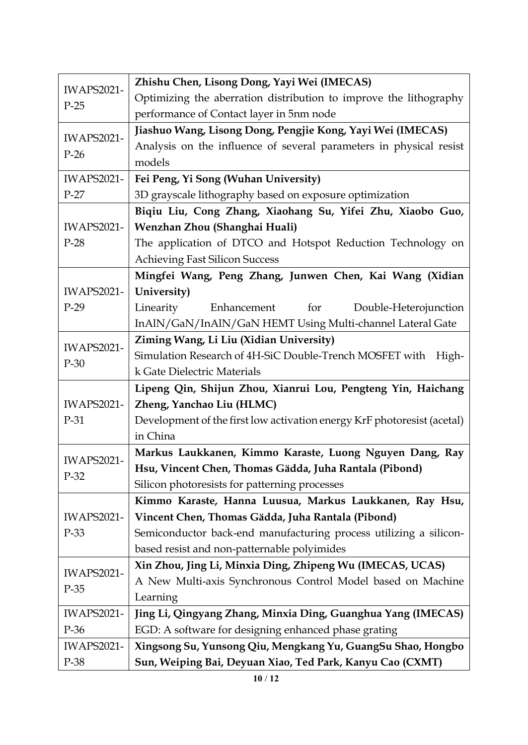| | |
|---|---|
| IWAPS2021-P-25 | **Zhishu Chen, Lisong Dong, Yayi Wei (IMECAS)**<br>Optimizing the aberration distribution to improve the lithography performance of Contact layer in 5nm node |
| IWAPS2021-P-26 | **Jiashuo Wang, Lisong Dong, Pengjie Kong, Yayi Wei (IMECAS)**<br>Analysis on the influence of several parameters in physical resist models |
| IWAPS2021-P-27 | **Fei Peng, Yi Song (Wuhan University)**<br>3D grayscale lithography based on exposure optimization |
| IWAPS2021-P-28 | **Biqiu Liu, Cong Zhang, Xiaohang Su, Yifei Zhu, Xiaobo Guo, Wenzhan Zhou (Shanghai Huali)**<br>The application of DTCO and Hotspot Reduction Technology on Achieving Fast Silicon Success |
| IWAPS2021-P-29 | **Mingfei Wang, Peng Zhang, Junwen Chen, Kai Wang (Xidian University)**<br>Linearity Enhancement for Double-Heterojunction InAlN/GaN/InAlN/GaN HEMT Using Multi-channel Lateral Gate |
| IWAPS2021-P-30 | **Ziming Wang, Li Liu (Xidian University)**<br>Simulation Research of 4H-SiC Double-Trench MOSFET with High-k Gate Dielectric Materials |
| IWAPS2021-P-31 | **Lipeng Qin, Shijun Zhou, Xianrui Lou, Pengteng Yin, Haichang Zheng, Yanchao Liu (HLMC)**<br>Development of the first low activation energy KrF photoresist (acetal) in China |
| IWAPS2021-P-32 | **Markus Laukkanen, Kimmo Karaste, Luong Nguyen Dang, Ray Hsu, Vincent Chen, Thomas Gädda, Juha Rantala (Pibond)**<br>Silicon photoresists for patterning processes |
| IWAPS2021-P-33 | **Kimmo Karaste, Hanna Luusua, Markus Laukkanen, Ray Hsu, Vincent Chen, Thomas Gädda, Juha Rantala (Pibond)**<br>Semiconductor back-end manufacturing process utilizing a silicon-based resist and non-patternable polyimides |
| IWAPS2021-P-35 | **Xin Zhou, Jing Li, Minxia Ding, Zhipeng Wu (IMECAS, UCAS)**<br>A New Multi-axis Synchronous Control Model based on Machine Learning |
| IWAPS2021-P-36 | **Jing Li, Qingyang Zhang, Minxia Ding, Guanghua Yang (IMECAS)**<br>EGD: A software for designing enhanced phase grating |
| IWAPS2021-P-38 | **Xingsong Su, Yunsong Qiu, Mengkang Yu, GuangSu Shao, Hongbo Sun, Weiping Bai, Deyuan Xiao, Ted Park, Kanyu Cao (CXMT)** |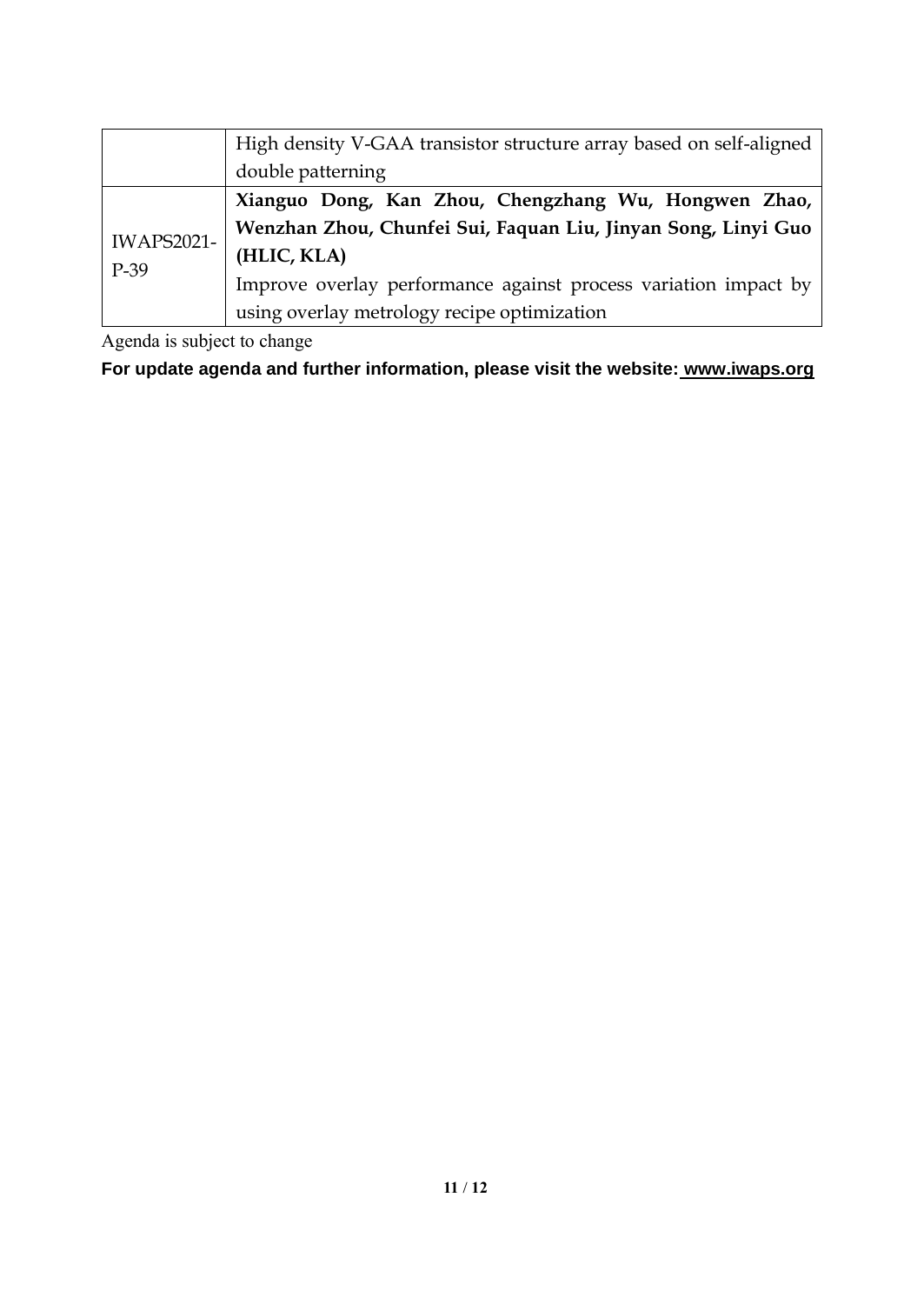|  |  |
|---|---|
|  | High density V-GAA transistor structure array based on self-aligned double patterning |
| IWAPS2021-P-39 | **Xianguo Dong, Kan Zhou, Chengzhang Wu, Hongwen Zhao, Wenzhan Zhou, Chunfei Sui, Faquan Liu, Jinyan Song, Linyi Guo (HLIC, KLA)**<br>Improve overlay performance against process variation impact by using overlay metrology recipe optimization |

Agenda is subject to change

**For update agenda and further information, please visit the website: www.iwaps.org**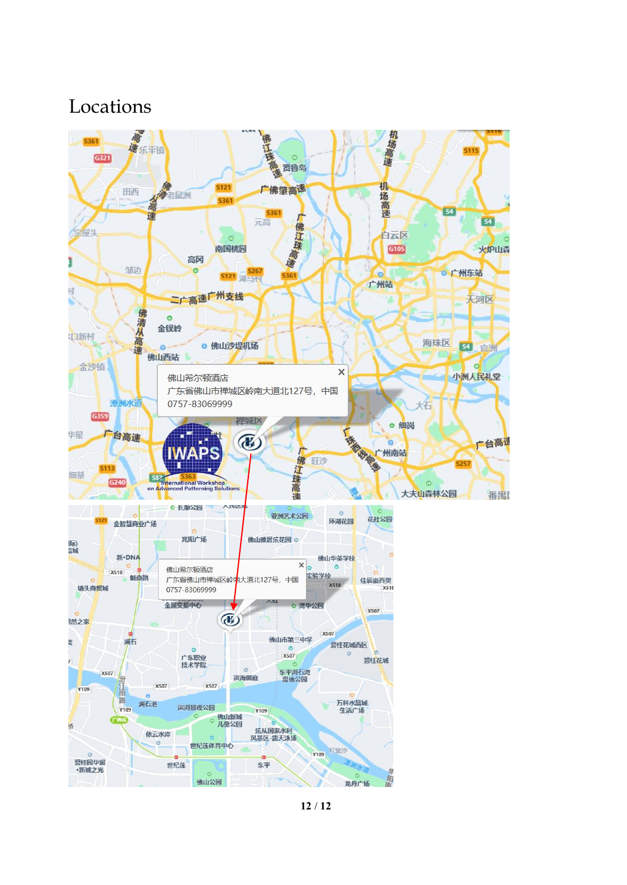# Locations

佛山希尔顿酒店
广东省佛山市禅城区岭南大道北127号，中国
0757-83069999

IWAPS
International Workshop on Advanced Patterning Solutions

佛山希尔顿酒店
广东省佛山市禅城区岭南大道北127号，中国
0757-83069999